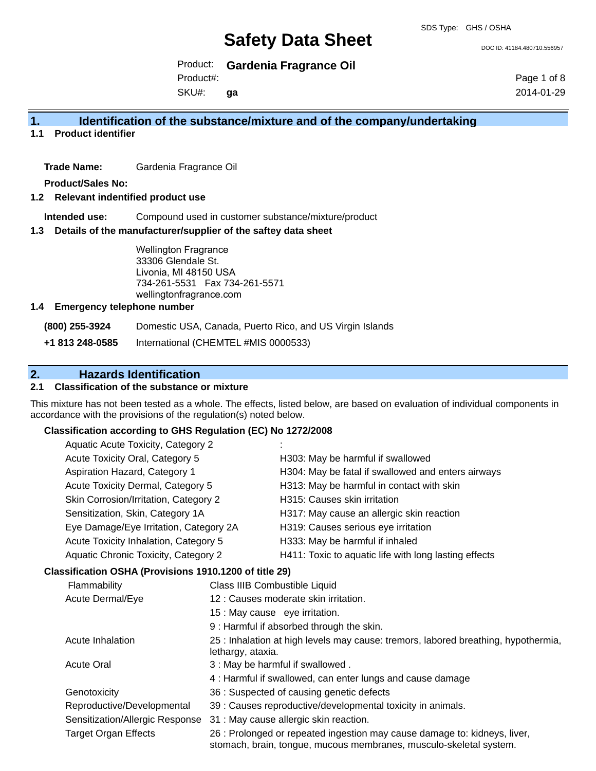# Safety Data Sheet

SDS Type: GHS / OSHA

DOC ID: 41184.480710.556957

Product: **Gardenia Fragrance Oil**
Product#:
SKU#: **ga**

2014-01-29

## 1. Identification of the substance/mixture and of the company/undertaking

### 1.1 Product identifier

**Trade Name:** Gardenia Fragrance Oil

**Product/Sales No:**

### 1.2 Relevant indentified product use

**Intended use:** Compound used in customer substance/mixture/product

### 1.3 Details of the manufacturer/supplier of the saftey data sheet

Wellington Fragrance
33306 Glendale St.
Livonia, MI 48150 USA
734-261-5531 Fax 734-261-5571
wellingtonfragrance.com

### 1.4 Emergency telephone number

**(800) 255-3924** Domestic USA, Canada, Puerto Rico, and US Virgin Islands

**+1 813 248-0585** International (CHEMTEL #MIS 0000533)

## 2. Hazards Identification

### 2.1 Classification of the substance or mixture

This mixture has not been tested as a whole. The effects, listed below, are based on evaluation of individual components in accordance with the provisions of the regulation(s) noted below.

**Classification according to GHS Regulation (EC) No 1272/2008**

| | |
|---|---|
| Aquatic Acute Toxicity, Category 2 | : |
| Acute Toxicity Oral, Category 5 | H303: May be harmful if swallowed |
| Aspiration Hazard, Category 1 | H304: May be fatal if swallowed and enters airways |
| Acute Toxicity Dermal, Category 5 | H313: May be harmful in contact with skin |
| Skin Corrosion/Irritation, Category 2 | H315: Causes skin irritation |
| Sensitization, Skin, Category 1A | H317: May cause an allergic skin reaction |
| Eye Damage/Eye Irritation, Category 2A | H319: Causes serious eye irritation |
| Acute Toxicity Inhalation, Category 5 | H333: May be harmful if inhaled |
| Aquatic Chronic Toxicity, Category 2 | H411: Toxic to aquatic life with long lasting effects |

**Classification OSHA (Provisions 1910.1200 of title 29)**

| | |
|---|---|
| Flammability | Class IIIB Combustible Liquid |
| Acute Dermal/Eye | 12 : Causes moderate skin irritation. |
| | 15 : May cause eye irritation. |
| | 9 : Harmful if absorbed through the skin. |
| Acute Inhalation | 25 : Inhalation at high levels may cause: tremors, labored breathing, hypothermia, lethargy, ataxia. |
| Acute Oral | 3 : May be harmful if swallowed . |
| | 4 : Harmful if swallowed, can enter lungs and cause damage |
| Genotoxicity | 36 : Suspected of causing genetic defects |
| Reproductive/Developmental | 39 : Causes reproductive/developmental toxicity in animals. |
| Sensitization/Allergic Response | 31 : May cause allergic skin reaction. |
| Target Organ Effects | 26 : Prolonged or repeated ingestion may cause damage to: kidneys, liver, stomach, brain, tongue, mucous membranes, musculo-skeletal system. |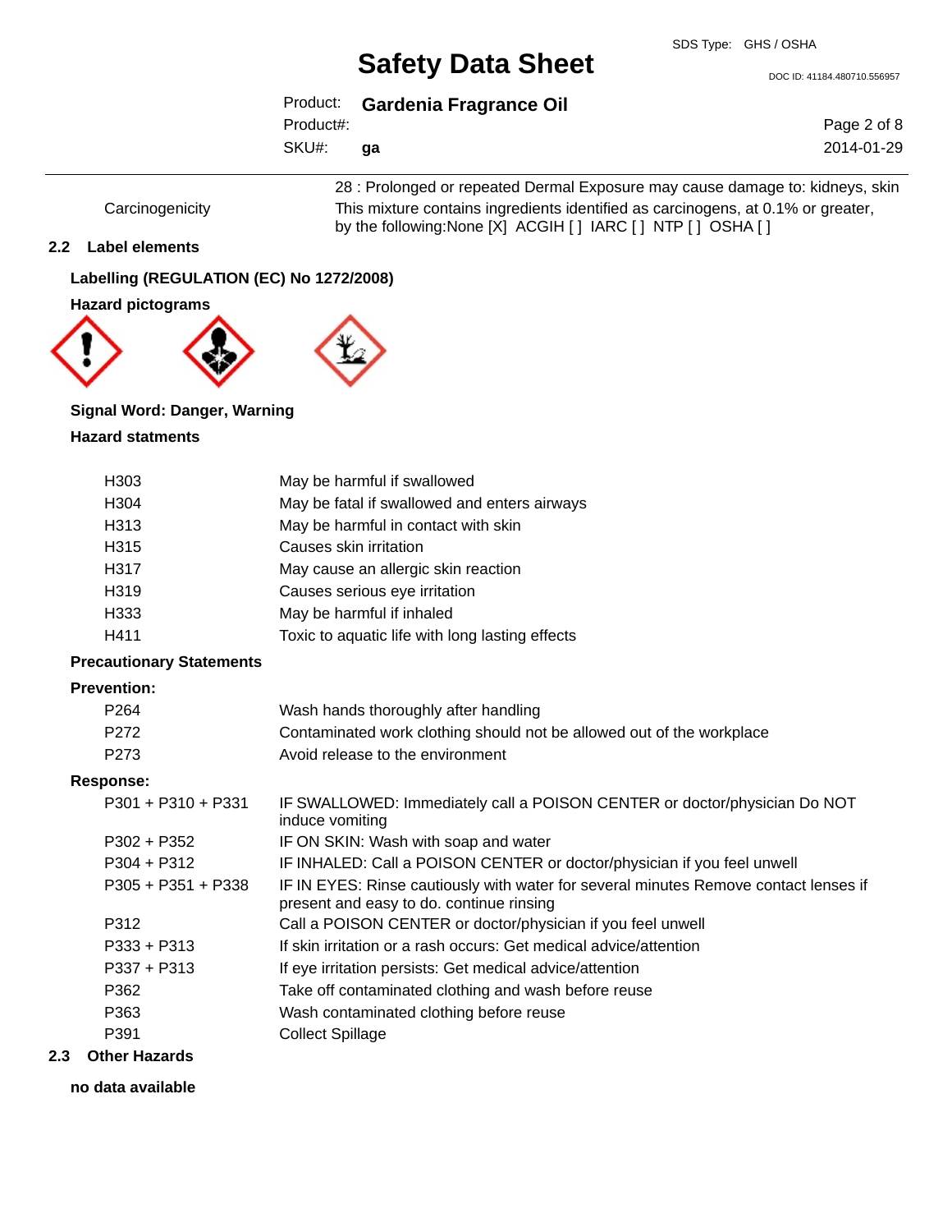| | |
|---|---|
| | 28 : Prolonged or repeated Dermal Exposure may cause damage to: kidneys, skin |
| Carcinogenicity | This mixture contains ingredients identified as carcinogens, at 0.1% or greater, by the following:None [X] ACGIH [ ] IARC [ ] NTP [ ] OSHA [ ] |

## 2.2 Label elements

**Labelling (REGULATION (EC) No 1272/2008)**

**Hazard pictograms**

**Signal Word: Danger, Warning**

**Hazard statments**

| | |
|---|---|
| H303 | May be harmful if swallowed |
| H304 | May be fatal if swallowed and enters airways |
| H313 | May be harmful in contact with skin |
| H315 | Causes skin irritation |
| H317 | May cause an allergic skin reaction |
| H319 | Causes serious eye irritation |
| H333 | May be harmful if inhaled |
| H411 | Toxic to aquatic life with long lasting effects |

**Precautionary Statements**

**Prevention:**

| | |
|---|---|
| P264 | Wash hands thoroughly after handling |
| P272 | Contaminated work clothing should not be allowed out of the workplace |
| P273 | Avoid release to the environment |

**Response:**

| | |
|---|---|
| P301 + P310 + P331 | IF SWALLOWED: Immediately call a POISON CENTER or doctor/physician Do NOT induce vomiting |
| P302 + P352 | IF ON SKIN: Wash with soap and water |
| P304 + P312 | IF INHALED: Call a POISON CENTER or doctor/physician if you feel unwell |
| P305 + P351 + P338 | IF IN EYES: Rinse cautiously with water for several minutes Remove contact lenses if present and easy to do. continue rinsing |
| P312 | Call a POISON CENTER or doctor/physician if you feel unwell |
| P333 + P313 | If skin irritation or a rash occurs: Get medical advice/attention |
| P337 + P313 | If eye irritation persists: Get medical advice/attention |
| P362 | Take off contaminated clothing and wash before reuse |
| P363 | Wash contaminated clothing before reuse |
| P391 | Collect Spillage |

## 2.3 Other Hazards

**no data available**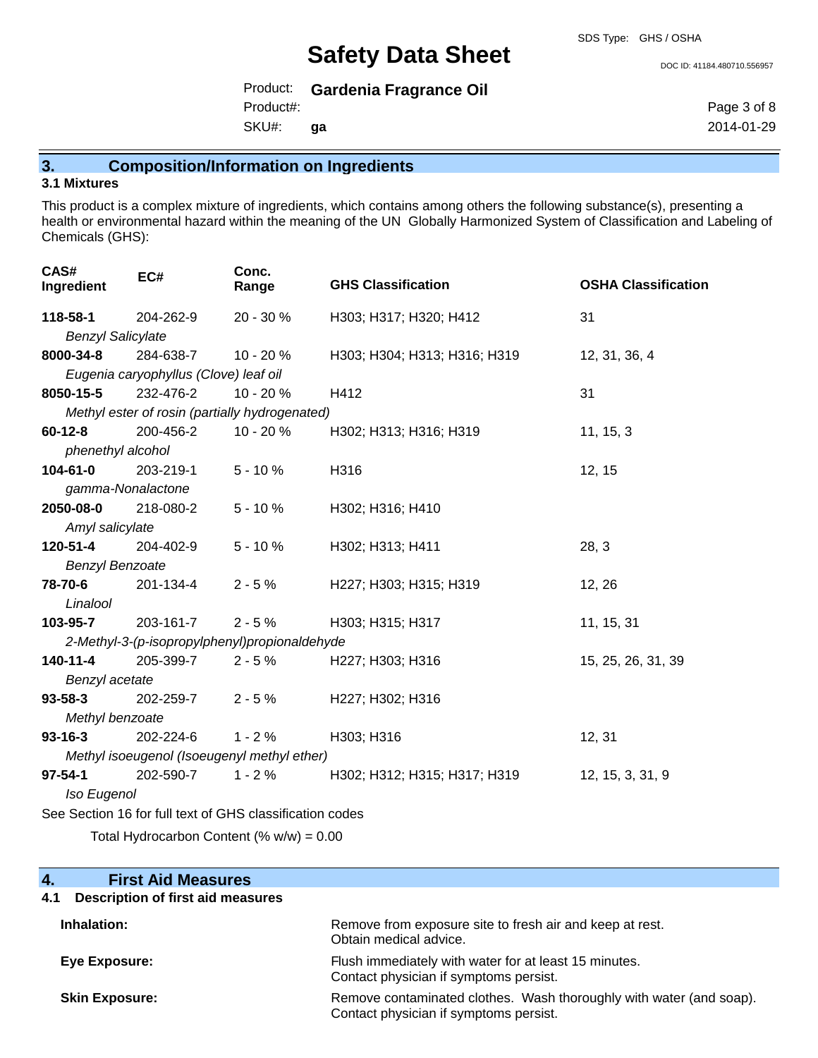Safety Data Sheet

SDS Type: GHS / OSHA

DOC ID: 41184.480710.556957

Product: **Gardenia Fragrance Oil**
Product#:
SKU#: **ga**

2014-01-29

## 3. Composition/Information on Ingredients

### 3.1 Mixtures

This product is a complex mixture of ingredients, which contains among others the following substance(s), presenting a health or environmental hazard within the meaning of the UN Globally Harmonized System of Classification and Labeling of Chemicals (GHS):

| CAS# Ingredient | EC# | Conc. Range | GHS Classification | OSHA Classification |
|---|---|---|---|---|
| **118-58-1** *Benzyl Salicylate* | 204-262-9 | 20 - 30 % | H303; H317; H320; H412 | 31 |
| **8000-34-8** *Eugenia caryophyllus (Clove) leaf oil* | 284-638-7 | 10 - 20 % | H303; H304; H313; H316; H319 | 12, 31, 36, 4 |
| **8050-15-5** *Methyl ester of rosin (partially hydrogenated)* | 232-476-2 | 10 - 20 % | H412 | 31 |
| **60-12-8** *phenethyl alcohol* | 200-456-2 | 10 - 20 % | H302; H313; H316; H319 | 11, 15, 3 |
| **104-61-0** *gamma-Nonalactone* | 203-219-1 | 5 - 10 % | H316 | 12, 15 |
| **2050-08-0** *Amyl salicylate* | 218-080-2 | 5 - 10 % | H302; H316; H410 | |
| **120-51-4** *Benzyl Benzoate* | 204-402-9 | 5 - 10 % | H302; H313; H411 | 28, 3 |
| **78-70-6** *Linalool* | 201-134-4 | 2 - 5 % | H227; H303; H315; H319 | 12, 26 |
| **103-95-7** *2-Methyl-3-(p-isopropylphenyl)propionaldehyde* | 203-161-7 | 2 - 5 % | H303; H315; H317 | 11, 15, 31 |
| **140-11-4** *Benzyl acetate* | 205-399-7 | 2 - 5 % | H227; H303; H316 | 15, 25, 26, 31, 39 |
| **93-58-3** *Methyl benzoate* | 202-259-7 | 2 - 5 % | H227; H302; H316 | |
| **93-16-3** *Methyl isoeugenol (Isoeugenyl methyl ether)* | 202-224-6 | 1 - 2 % | H303; H316 | 12, 31 |
| **97-54-1** *Iso Eugenol* | 202-590-7 | 1 - 2 % | H302; H312; H315; H317; H319 | 12, 15, 3, 31, 9 |

See Section 16 for full text of GHS classification codes

Total Hydrocarbon Content (% w/w) = 0.00

## 4. First Aid Measures

### 4.1 Description of first aid measures

**Inhalation:** Remove from exposure site to fresh air and keep at rest. Obtain medical advice.

**Eye Exposure:** Flush immediately with water for at least 15 minutes. Contact physician if symptoms persist.

**Skin Exposure:** Remove contaminated clothes. Wash thoroughly with water (and soap). Contact physician if symptoms persist.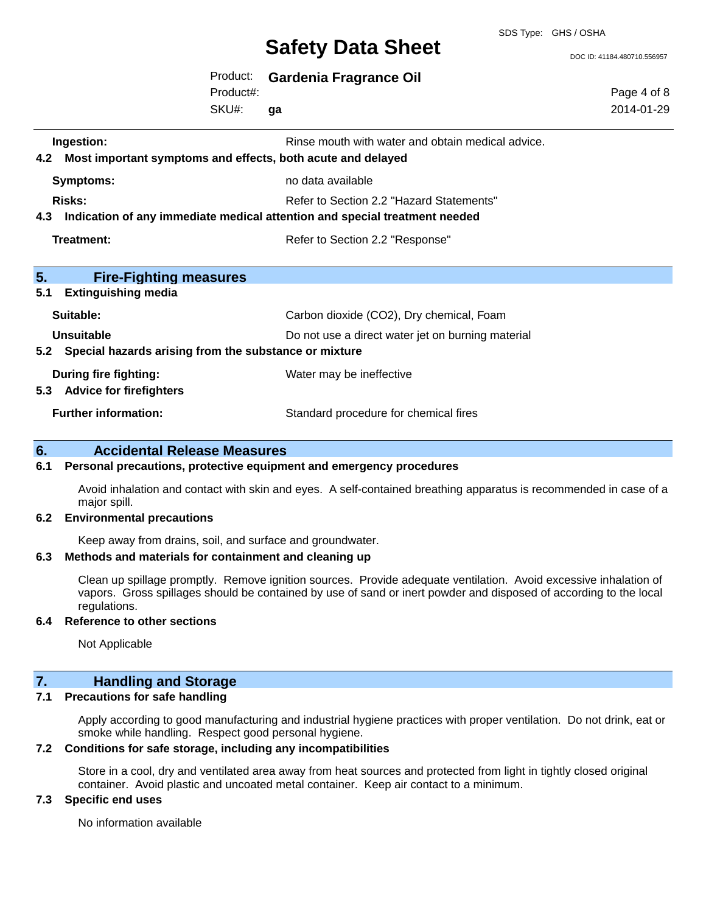**Ingestion:** Rinse mouth with water and obtain medical advice.

**4.2 Most important symptoms and effects, both acute and delayed**

| | |
|---|---|
| **Symptoms:** | no data available |
| **Risks:** | Refer to Section 2.2 "Hazard Statements" |

**4.3 Indication of any immediate medical attention and special treatment needed**

| | |
|---|---|
| **Treatment:** | Refer to Section 2.2 "Response" |

## 5. Fire-Fighting measures

**5.1 Extinguishing media**

| | |
|---|---|
| **Suitable:** | Carbon dioxide ($CO_2$), Dry chemical, Foam |
| **Unsuitable** | Do not use a direct water jet on burning material |

**5.2 Special hazards arising from the substance or mixture**

| | |
|---|---|
| **During fire fighting:** | Water may be ineffective |

**5.3 Advice for firefighters**

| | |
|---|---|
| **Further information:** | Standard procedure for chemical fires |

## 6. Accidental Release Measures

**6.1 Personal precautions, protective equipment and emergency procedures**

Avoid inhalation and contact with skin and eyes. A self-contained breathing apparatus is recommended in case of a major spill.

**6.2 Environmental precautions**

Keep away from drains, soil, and surface and groundwater.

**6.3 Methods and materials for containment and cleaning up**

Clean up spillage promptly. Remove ignition sources. Provide adequate ventilation. Avoid excessive inhalation of vapors. Gross spillages should be contained by use of sand or inert powder and disposed of according to the local regulations.

**6.4 Reference to other sections**

Not Applicable

## 7. Handling and Storage

**7.1 Precautions for safe handling**

Apply according to good manufacturing and industrial hygiene practices with proper ventilation. Do not drink, eat or smoke while handling. Respect good personal hygiene.

**7.2 Conditions for safe storage, including any incompatibilities**

Store in a cool, dry and ventilated area away from heat sources and protected from light in tightly closed original container. Avoid plastic and uncoated metal container. Keep air contact to a minimum.

**7.3 Specific end uses**

No information available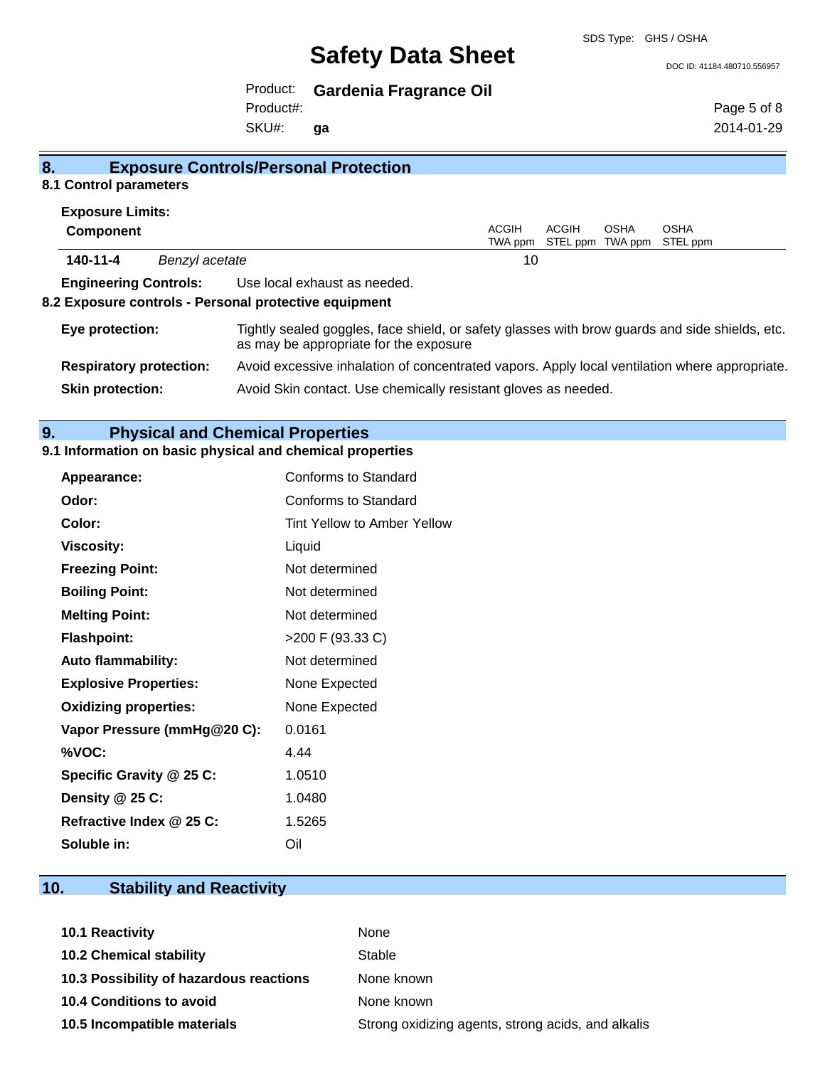## 8. Exposure Controls/Personal Protection

### 8.1 Control parameters

**Exposure Limits:**

| Component | | ACGIH TWA ppm | ACGIH STEL ppm | OSHA TWA ppm | OSHA STEL ppm |
|---|---|---|---|---|---|
| 140-11-4 | *Benzyl acetate* | 10 | | | |

**Engineering Controls:** Use local exhaust as needed.

### 8.2 Exposure controls - Personal protective equipment

**Eye protection:** Tightly sealed goggles, face shield, or safety glasses with brow guards and side shields, etc. as may be appropriate for the exposure

**Respiratory protection:** Avoid excessive inhalation of concentrated vapors. Apply local ventilation where appropriate.

**Skin protection:** Avoid Skin contact. Use chemically resistant gloves as needed.

## 9. Physical and Chemical Properties

### 9.1 Information on basic physical and chemical properties

| | |
|---|---|
| **Appearance:** | Conforms to Standard |
| **Odor:** | Conforms to Standard |
| **Color:** | Tint Yellow to Amber Yellow |
| **Viscosity:** | Liquid |
| **Freezing Point:** | Not determined |
| **Boiling Point:** | Not determined |
| **Melting Point:** | Not determined |
| **Flashpoint:** | >200 F (93.33 C) |
| **Auto flammability:** | Not determined |
| **Explosive Properties:** | None Expected |
| **Oxidizing properties:** | None Expected |
| **Vapor Pressure (mmHg@20 C):** | 0.0161 |
| **%VOC:** | 4.44 |
| **Specific Gravity @ 25 C:** | 1.0510 |
| **Density @ 25 C:** | 1.0480 |
| **Refractive Index @ 25 C:** | 1.5265 |
| **Soluble in:** | Oil |

## 10. Stability and Reactivity

| | |
|---|---|
| **10.1 Reactivity** | None |
| **10.2 Chemical stability** | Stable |
| **10.3 Possibility of hazardous reactions** | None known |
| **10.4 Conditions to avoid** | None known |
| **10.5 Incompatible materials** | Strong oxidizing agents, strong acids, and alkalis |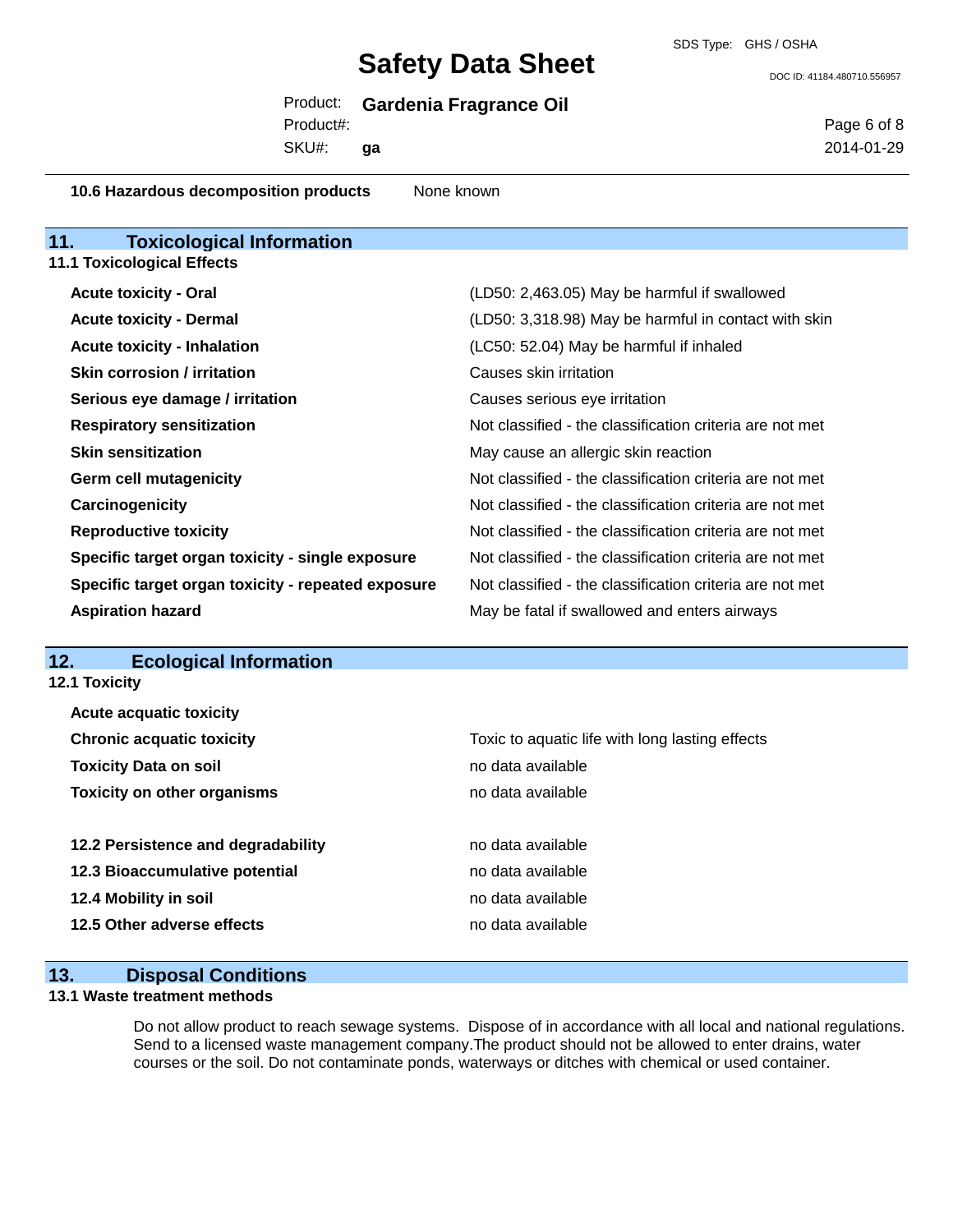| | |
|---|---|
| **10.6 Hazardous decomposition products** | None known |

## 11. Toxicological Information

### 11.1 Toxicological Effects

| | |
|---|---|
| **Acute toxicity - Oral** | (LD50: 2,463.05) May be harmful if swallowed |
| **Acute toxicity - Dermal** | (LD50: 3,318.98) May be harmful in contact with skin |
| **Acute toxicity - Inhalation** | (LC50: 52.04) May be harmful if inhaled |
| **Skin corrosion / irritation** | Causes skin irritation |
| **Serious eye damage / irritation** | Causes serious eye irritation |
| **Respiratory sensitization** | Not classified - the classification criteria are not met |
| **Skin sensitization** | May cause an allergic skin reaction |
| **Germ cell mutagenicity** | Not classified - the classification criteria are not met |
| **Carcinogenicity** | Not classified - the classification criteria are not met |
| **Reproductive toxicity** | Not classified - the classification criteria are not met |
| **Specific target organ toxicity - single exposure** | Not classified - the classification criteria are not met |
| **Specific target organ toxicity - repeated exposure** | Not classified - the classification criteria are not met |
| **Aspiration hazard** | May be fatal if swallowed and enters airways |

## 12. Ecological Information

### 12.1 Toxicity

| | |
|---|---|
| **Acute acquatic toxicity** | |
| **Chronic acquatic toxicity** | Toxic to aquatic life with long lasting effects |
| **Toxicity Data on soil** | no data available |
| **Toxicity on other organisms** | no data available |

| | |
|---|---|
| **12.2 Persistence and degradability** | no data available |
| **12.3 Bioaccumulative potential** | no data available |
| **12.4 Mobility in soil** | no data available |
| **12.5 Other adverse effects** | no data available |

## 13. Disposal Conditions

### 13.1 Waste treatment methods

Do not allow product to reach sewage systems. Dispose of in accordance with all local and national regulations. Send to a licensed waste management company.The product should not be allowed to enter drains, water courses or the soil. Do not contaminate ponds, waterways or ditches with chemical or used container.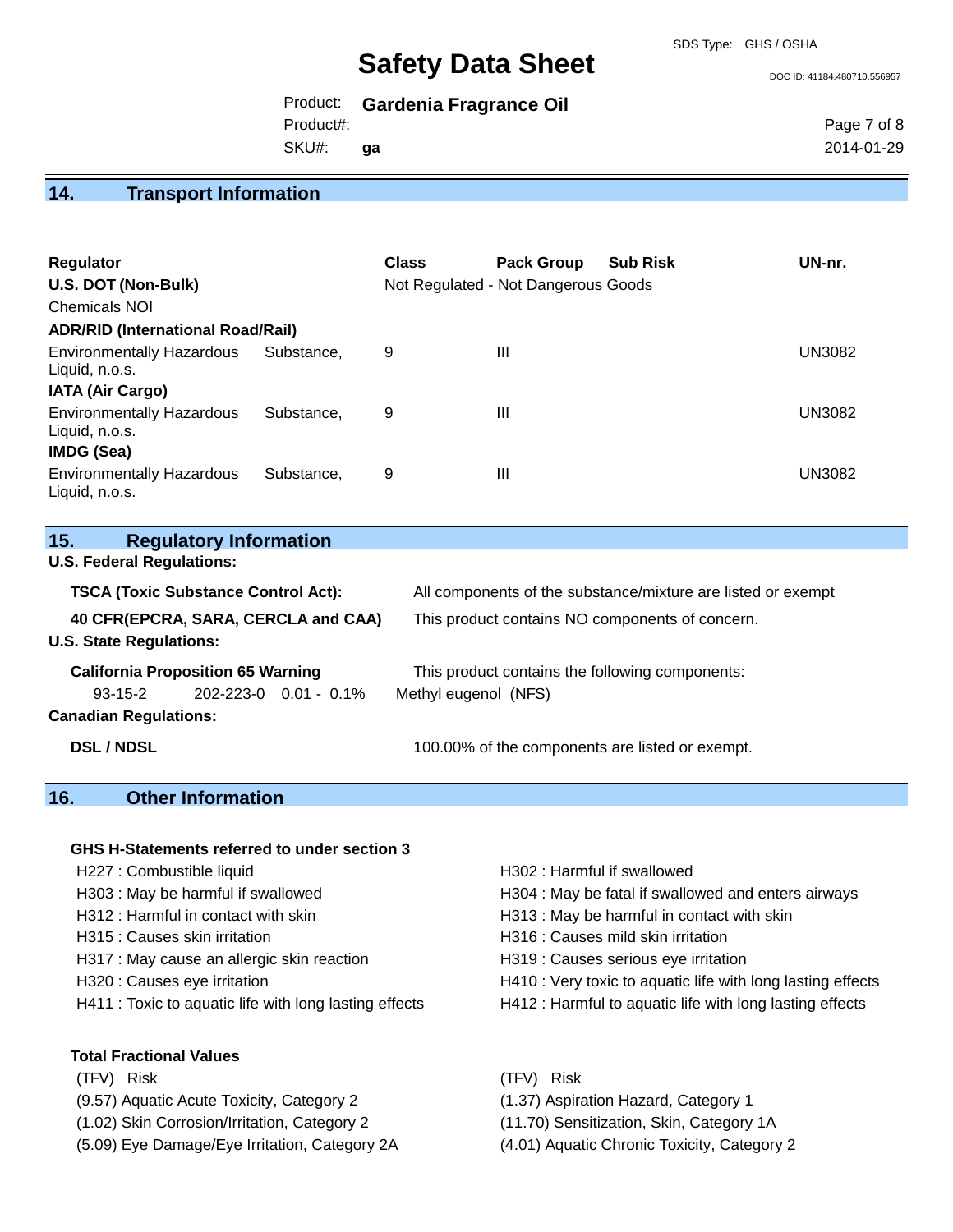## 14. Transport Information

| Regulator | Class | Pack Group | Sub Risk | UN-nr. |
|---|---|---|---|---|
| **U.S. DOT (Non-Bulk)** | Not Regulated - Not Dangerous Goods | | | |
| Chemicals NOI | | | | |
| **ADR/RID (International Road/Rail)** | | | | |
| Environmentally Hazardous Substance, Liquid, n.o.s. | 9 | III | | UN3082 |
| **IATA (Air Cargo)** | | | | |
| Environmentally Hazardous Substance, Liquid, n.o.s. | 9 | III | | UN3082 |
| **IMDG (Sea)** | | | | |
| Environmentally Hazardous Substance, Liquid, n.o.s. | 9 | III | | UN3082 |

## 15. Regulatory Information

**U.S. Federal Regulations:**

**TSCA (Toxic Substance Control Act):** All components of the substance/mixture are listed or exempt

**40 CFR(EPCRA, SARA, CERCLA and CAA)** This product contains NO components of concern.

**U.S. State Regulations:**

**California Proposition 65 Warning** This product contains the following components:

93-15-2 202-223-0 0.01 - 0.1% Methyl eugenol (NFS)

**Canadian Regulations:**

**DSL / NDSL** 100.00% of the components are listed or exempt.

## 16. Other Information

**GHS H-Statements referred to under section 3**

- H227 : Combustible liquid
- H303 : May be harmful if swallowed
- H312 : Harmful in contact with skin
- H315 : Causes skin irritation
- H317 : May cause an allergic skin reaction
- H320 : Causes eye irritation
- H411 : Toxic to aquatic life with long lasting effects
- H302 : Harmful if swallowed
- H304 : May be fatal if swallowed and enters airways
- H313 : May be harmful in contact with skin
- H316 : Causes mild skin irritation
- H319 : Causes serious eye irritation
- H410 : Very toxic to aquatic life with long lasting effects
- H412 : Harmful to aquatic life with long lasting effects

**Total Fractional Values**

| (TFV) | Risk | (TFV) | Risk |
|---|---|---|---|
| (9.57) | Aquatic Acute Toxicity, Category 2 | (1.37) | Aspiration Hazard, Category 1 |
| (1.02) | Skin Corrosion/Irritation, Category 2 | (11.70) | Sensitization, Skin, Category 1A |
| (5.09) | Eye Damage/Eye Irritation, Category 2A | (4.01) | Aquatic Chronic Toxicity, Category 2 |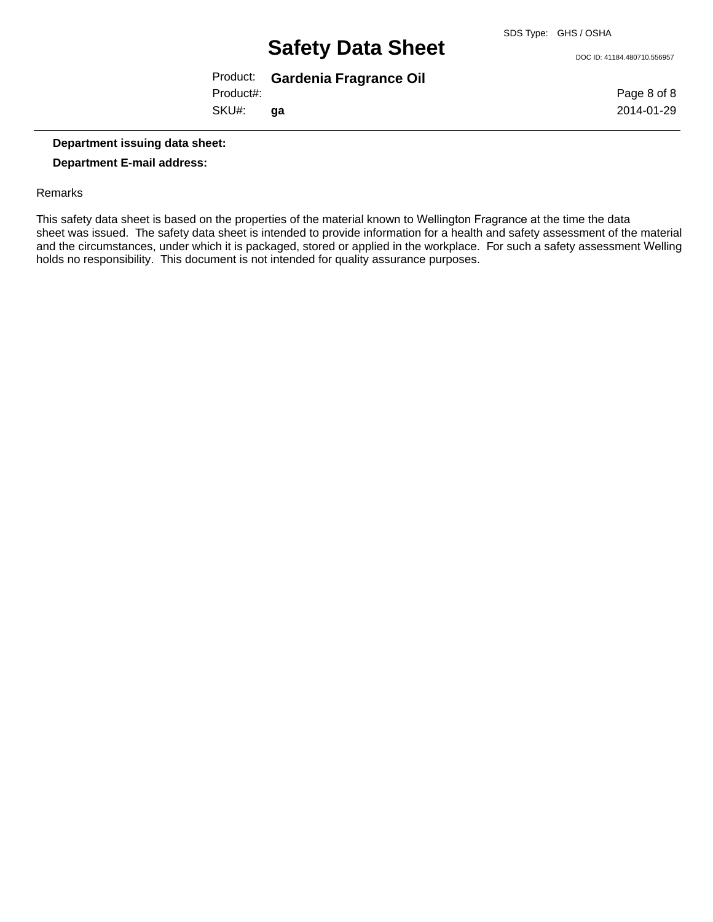**Department issuing data sheet:**

**Department E-mail address:**

Remarks

This safety data sheet is based on the properties of the material known to Wellington Fragrance at the time the data sheet was issued. The safety data sheet is intended to provide information for a health and safety assessment of the material and the circumstances, under which it is packaged, stored or applied in the workplace. For such a safety assessment Welling holds no responsibility. This document is not intended for quality assurance purposes.